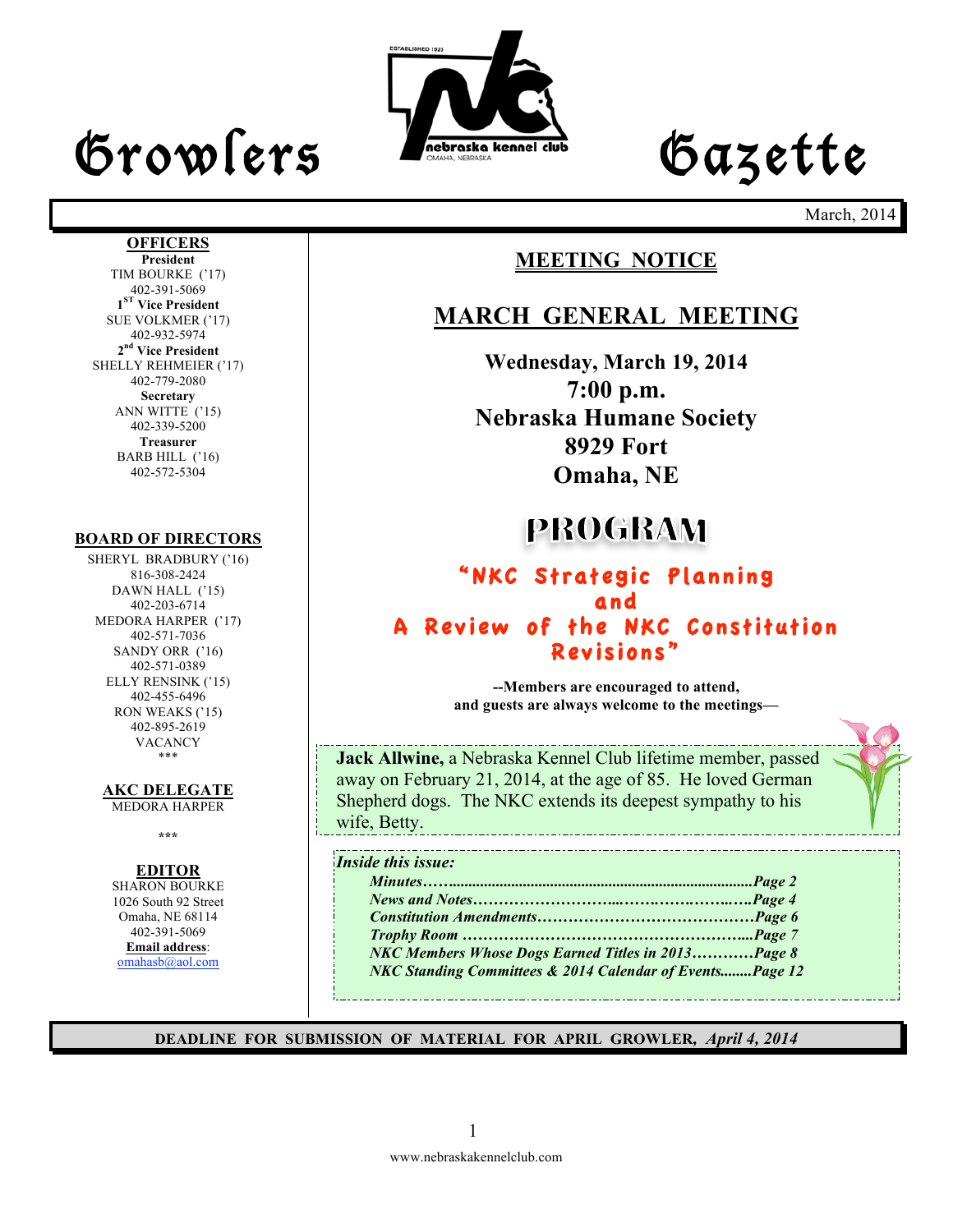# Growlers Gazette

March, 2014

**OFFICERS**

**President**
TIM BOURKE ('17)
402-391-5069

**1ST Vice President**
SUE VOLKMER ('17)
402-932-5974

**2nd Vice President**
SHELLY REHMEIER ('17)
402-779-2080

**Secretary**
ANN WITTE ('15)
402-339-5200

**Treasurer**
BARB HILL ('16)
402-572-5304

**BOARD OF DIRECTORS**

SHERYL BRADBURY ('16)
816-308-2424

DAWN HALL ('15)
402-203-6714

MEDORA HARPER ('17)
402-571-7036

SANDY ORR ('16)
402-571-0389

ELLY RENSINK ('15)
402-455-6496

RON WEAKS ('15)
402-895-2619

VACANCY

***

**AKC DELEGATE**
MEDORA HARPER

***

**EDITOR**
SHARON BOURKE
1026 South 92 Street
Omaha, NE 68114
402-391-5069
**Email address**:
omahasb@aol.com

## MEETING NOTICE

## MARCH GENERAL MEETING

**Wednesday, March 19, 2014**
**7:00 p.m.**
**Nebraska Humane Society**
**8929 Fort**
**Omaha, NE**

## PROGRAM

**"NKC Strategic Planning and A Review of the NKC Constitution Revisions"**

**--Members are encouraged to attend, and guests are always welcome to the meetings—**

**Jack Allwine,** a Nebraska Kennel Club lifetime member, passed away on February 21, 2014, at the age of 85. He loved German Shepherd dogs. The NKC extends its deepest sympathy to his wife, Betty.

***Inside this issue:***

*Minutes……............................................................................Page 2*
*News and Notes……………………...………..…………..….Page 4*
*Constitution Amendments……………………………………Page 6*
*Trophy Room ………………………………………………...Page 7*
*NKC Members Whose Dogs Earned Titles in 2013…………Page 8*
*NKC Standing Committees & 2014 Calendar of Events........Page 12*

**DEADLINE FOR SUBMISSION OF MATERIAL FOR APRIL GROWLER,** ***April 4, 2014***

www.nebraskakennelclub.com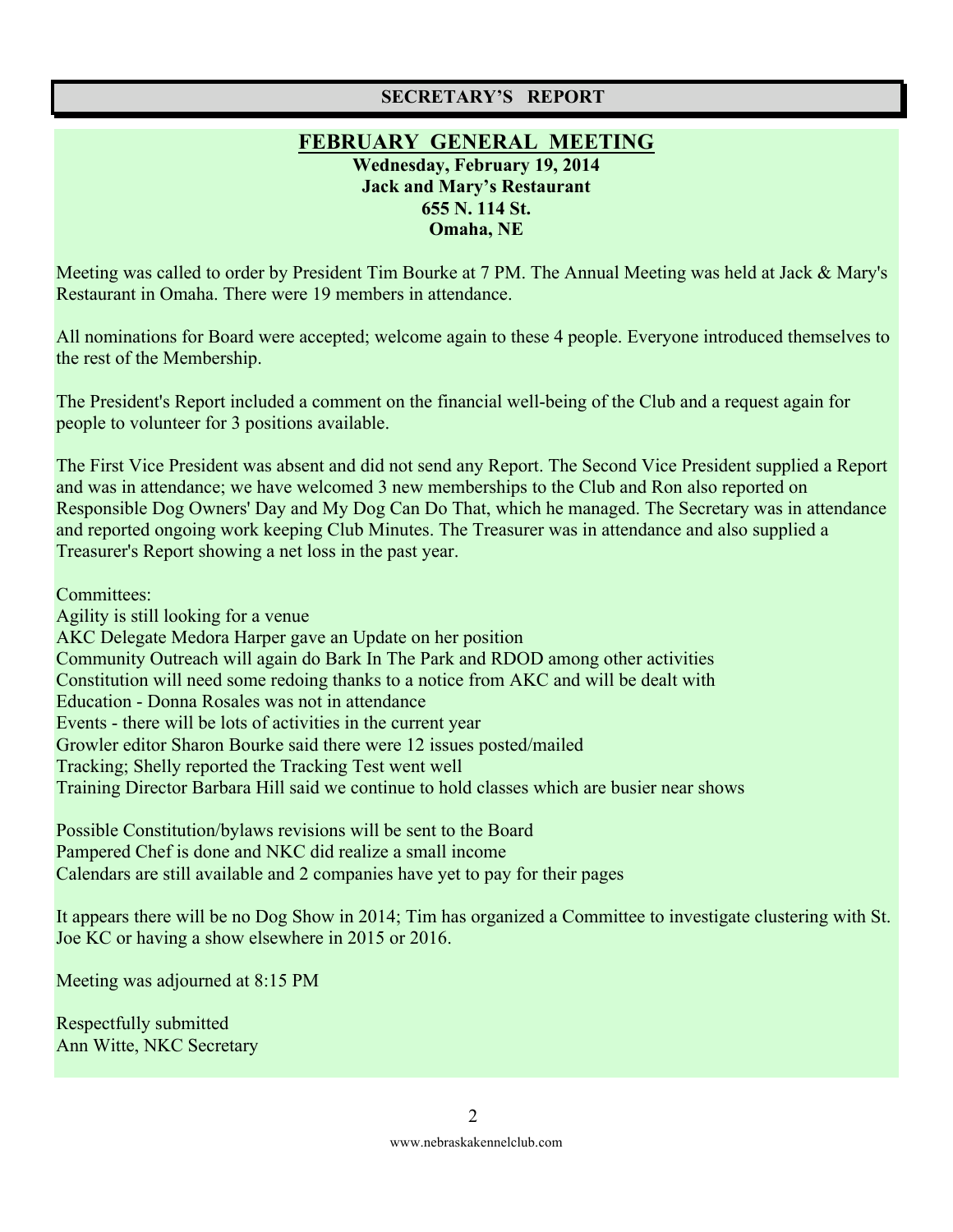## SECRETARY'S REPORT

### FEBRUARY GENERAL MEETING

**Wednesday, February 19, 2014**
**Jack and Mary's Restaurant**
**655 N. 114 St.**
**Omaha, NE**

Meeting was called to order by President Tim Bourke at 7 PM. The Annual Meeting was held at Jack & Mary's Restaurant in Omaha. There were 19 members in attendance.

All nominations for Board were accepted; welcome again to these 4 people. Everyone introduced themselves to the rest of the Membership.

The President's Report included a comment on the financial well-being of the Club and a request again for people to volunteer for 3 positions available.

The First Vice President was absent and did not send any Report. The Second Vice President supplied a Report and was in attendance; we have welcomed 3 new memberships to the Club and Ron also reported on Responsible Dog Owners' Day and My Dog Can Do That, which he managed. The Secretary was in attendance and reported ongoing work keeping Club Minutes. The Treasurer was in attendance and also supplied a Treasurer's Report showing a net loss in the past year.

Committees:
Agility is still looking for a venue
AKC Delegate Medora Harper gave an Update on her position
Community Outreach will again do Bark In The Park and RDOD among other activities
Constitution will need some redoing thanks to a notice from AKC and will be dealt with
Education - Donna Rosales was not in attendance
Events - there will be lots of activities in the current year
Growler editor Sharon Bourke said there were 12 issues posted/mailed
Tracking; Shelly reported the Tracking Test went well
Training Director Barbara Hill said we continue to hold classes which are busier near shows

Possible Constitution/bylaws revisions will be sent to the Board
Pampered Chef is done and NKC did realize a small income
Calendars are still available and 2 companies have yet to pay for their pages

It appears there will be no Dog Show in 2014; Tim has organized a Committee to investigate clustering with St. Joe KC or having a show elsewhere in 2015 or 2016.

Meeting was adjourned at 8:15 PM

Respectfully submitted
Ann Witte, NKC Secretary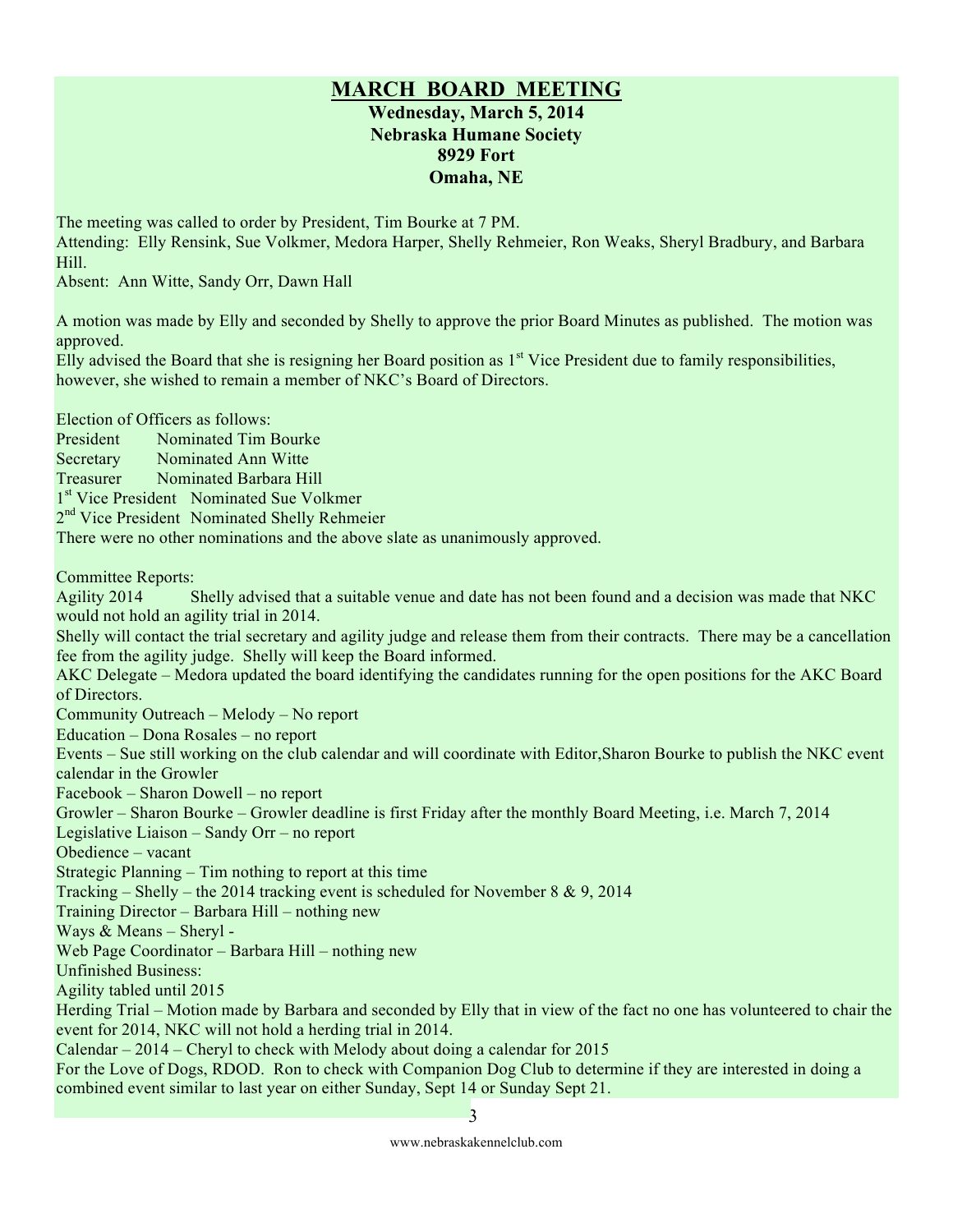# MARCH BOARD MEETING

**Wednesday, March 5, 2014**
**Nebraska Humane Society**
**8929 Fort**
**Omaha, NE**

The meeting was called to order by President, Tim Bourke at 7 PM.
Attending: Elly Rensink, Sue Volkmer, Medora Harper, Shelly Rehmeier, Ron Weaks, Sheryl Bradbury, and Barbara Hill.
Absent: Ann Witte, Sandy Orr, Dawn Hall

A motion was made by Elly and seconded by Shelly to approve the prior Board Minutes as published. The motion was approved.
Elly advised the Board that she is resigning her Board position as 1st Vice President due to family responsibilities, however, she wished to remain a member of NKC's Board of Directors.

Election of Officers as follows:
President Nominated Tim Bourke
Secretary Nominated Ann Witte
Treasurer Nominated Barbara Hill
1st Vice President Nominated Sue Volkmer
2nd Vice President Nominated Shelly Rehmeier
There were no other nominations and the above slate as unanimously approved.

Committee Reports:
Agility 2014 Shelly advised that a suitable venue and date has not been found and a decision was made that NKC would not hold an agility trial in 2014.
Shelly will contact the trial secretary and agility judge and release them from their contracts. There may be a cancellation fee from the agility judge. Shelly will keep the Board informed.
AKC Delegate – Medora updated the board identifying the candidates running for the open positions for the AKC Board of Directors.
Community Outreach – Melody – No report
Education – Dona Rosales – no report
Events – Sue still working on the club calendar and will coordinate with Editor,Sharon Bourke to publish the NKC event calendar in the Growler
Facebook – Sharon Dowell – no report
Growler – Sharon Bourke – Growler deadline is first Friday after the monthly Board Meeting, i.e. March 7, 2014
Legislative Liaison – Sandy Orr – no report
Obedience – vacant
Strategic Planning – Tim nothing to report at this time
Tracking – Shelly – the 2014 tracking event is scheduled for November 8 & 9, 2014
Training Director – Barbara Hill – nothing new
Ways & Means – Sheryl -
Web Page Coordinator – Barbara Hill – nothing new
Unfinished Business:
Agility tabled until 2015
Herding Trial – Motion made by Barbara and seconded by Elly that in view of the fact no one has volunteered to chair the event for 2014, NKC will not hold a herding trial in 2014.
Calendar – 2014 – Cheryl to check with Melody about doing a calendar for 2015
For the Love of Dogs, RDOD. Ron to check with Companion Dog Club to determine if they are interested in doing a combined event similar to last year on either Sunday, Sept 14 or Sunday Sept 21.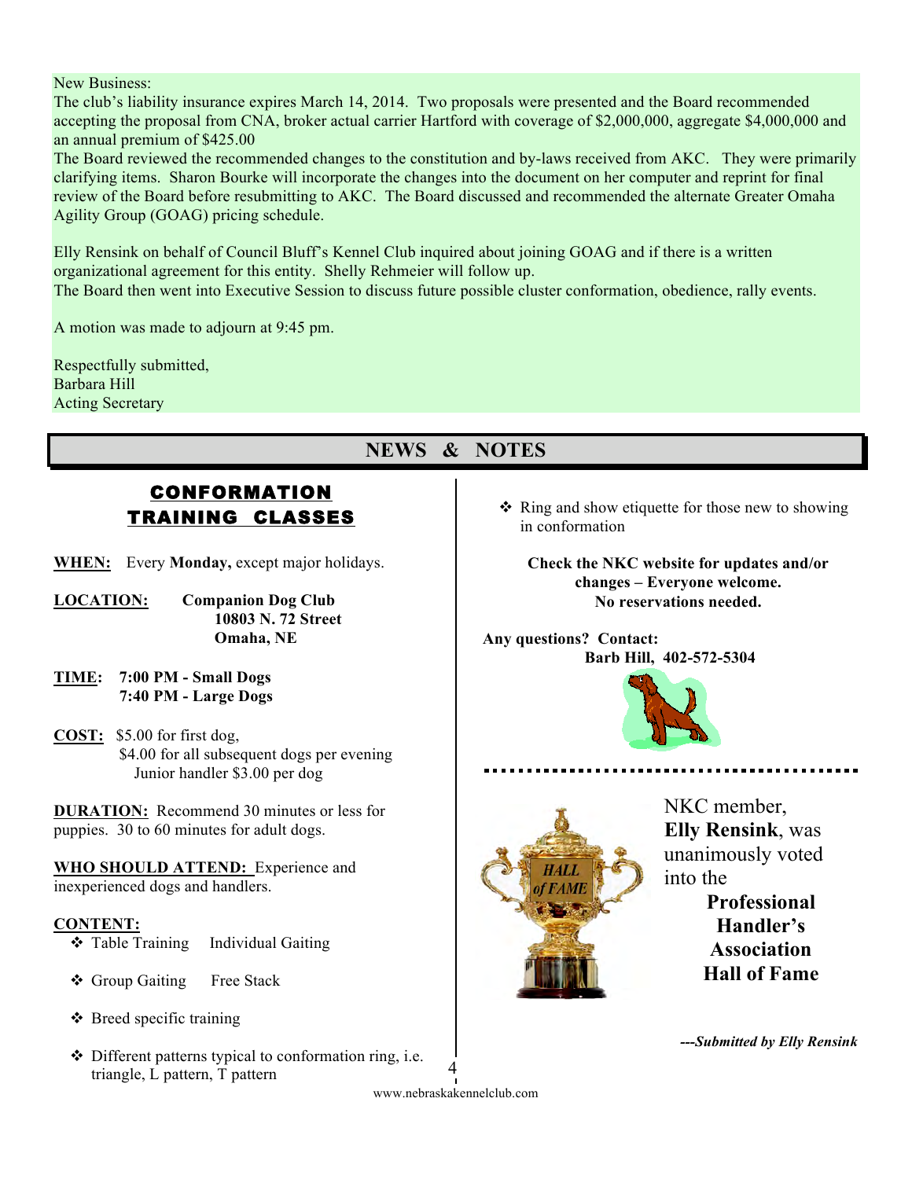New Business:
The club's liability insurance expires March 14, 2014. Two proposals were presented and the Board recommended accepting the proposal from CNA, broker actual carrier Hartford with coverage of $2,000,000, aggregate $4,000,000 and an annual premium of $425.00
The Board reviewed the recommended changes to the constitution and by-laws received from AKC. They were primarily clarifying items. Sharon Bourke will incorporate the changes into the document on her computer and reprint for final review of the Board before resubmitting to AKC. The Board discussed and recommended the alternate Greater Omaha Agility Group (GOAG) pricing schedule.

Elly Rensink on behalf of Council Bluff's Kennel Club inquired about joining GOAG and if there is a written organizational agreement for this entity. Shelly Rehmeier will follow up.
The Board then went into Executive Session to discuss future possible cluster conformation, obedience, rally events.

A motion was made to adjourn at 9:45 pm.

Respectfully submitted,
Barbara Hill
Acting Secretary

# NEWS & NOTES

## CONFORMATION TRAINING CLASSES

**WHEN:** Every **Monday,** except major holidays.

**LOCATION:** **Companion Dog Club**
**10803 N. 72 Street**
**Omaha, NE**

**TIME:** **7:00 PM - Small Dogs**
**7:40 PM - Large Dogs**

**COST:** $5.00 for first dog,
$4.00 for all subsequent dogs per evening
Junior handler $3.00 per dog

**DURATION:** Recommend 30 minutes or less for puppies. 30 to 60 minutes for adult dogs.

**WHO SHOULD ATTEND:** Experience and inexperienced dogs and handlers.

**CONTENT:**

- Table Training Individual Gaiting
- Group Gaiting Free Stack
- Breed specific training
- Different patterns typical to conformation ring, i.e. triangle, L pattern, T pattern
- Ring and show etiquette for those new to showing in conformation

**Check the NKC website for updates and/or changes – Everyone welcome. No reservations needed.**

**Any questions? Contact:**
**Barb Hill, 402-572-5304**

---

NKC member, **Elly Rensink**, was unanimously voted into the **Professional Handler's Association Hall of Fame**

***---Submitted by Elly Rensink***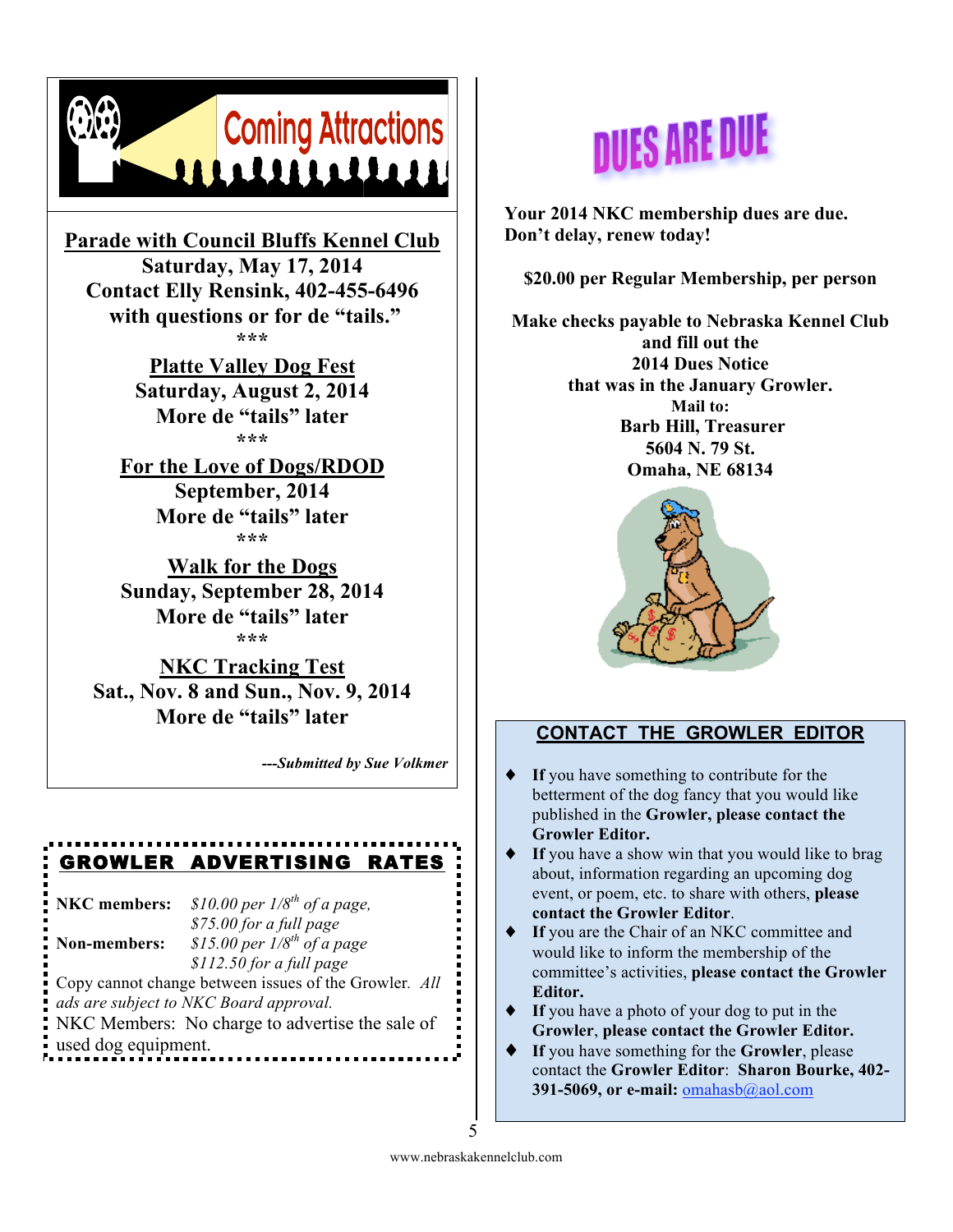## Coming Attractions

**Parade with Council Bluffs Kennel Club**
**Saturday, May 17, 2014**
**Contact Elly Rensink, 402-455-6496**
**with questions or for de "tails."**

***

**Platte Valley Dog Fest**
**Saturday, August 2, 2014**
**More de "tails" later**

***

**For the Love of Dogs/RDOD**
**September, 2014**
**More de "tails" later**

***

**Walk for the Dogs**
**Sunday, September 28, 2014**
**More de "tails" later**

***

**NKC Tracking Test**
**Sat., Nov. 8 and Sun., Nov. 9, 2014**
**More de "tails" later**

***---Submitted by Sue Volkmer***

## GROWLER ADVERTISING RATES

**NKC members:** *\$10.00 per 1/8th of a page,*
*\$75.00 for a full page*

**Non-members:** *\$15.00 per 1/8th of a page*
*\$112.50 for a full page*

Copy cannot change between issues of the Growler. *All ads are subject to NKC Board approval.*

NKC Members: No charge to advertise the sale of used dog equipment.

## DUES ARE DUE

**Your 2014 NKC membership dues are due. Don't delay, renew today!**

**\$20.00 per Regular Membership, per person**

**Make checks payable to Nebraska Kennel Club and fill out the 2014 Dues Notice that was in the January Growler.**
**Mail to:**
**Barb Hill, Treasurer**
**5604 N. 79 St.**
**Omaha, NE 68134**

## CONTACT THE GROWLER EDITOR

- **If** you have something to contribute for the betterment of the dog fancy that you would like published in the **Growler, please contact the Growler Editor.**
- **If** you have a show win that you would like to brag about, information regarding an upcoming dog event, or poem, etc. to share with others, **please contact the Growler Editor**.
- **If** you are the Chair of an NKC committee and would like to inform the membership of the committee's activities, **please contact the Growler Editor.**
- **If** you have a photo of your dog to put in the **Growler**, **please contact the Growler Editor.**
- **If** you have something for the **Growler**, please contact the **Growler Editor**: **Sharon Bourke, 402-391-5069, or e-mail:** omahasb@aol.com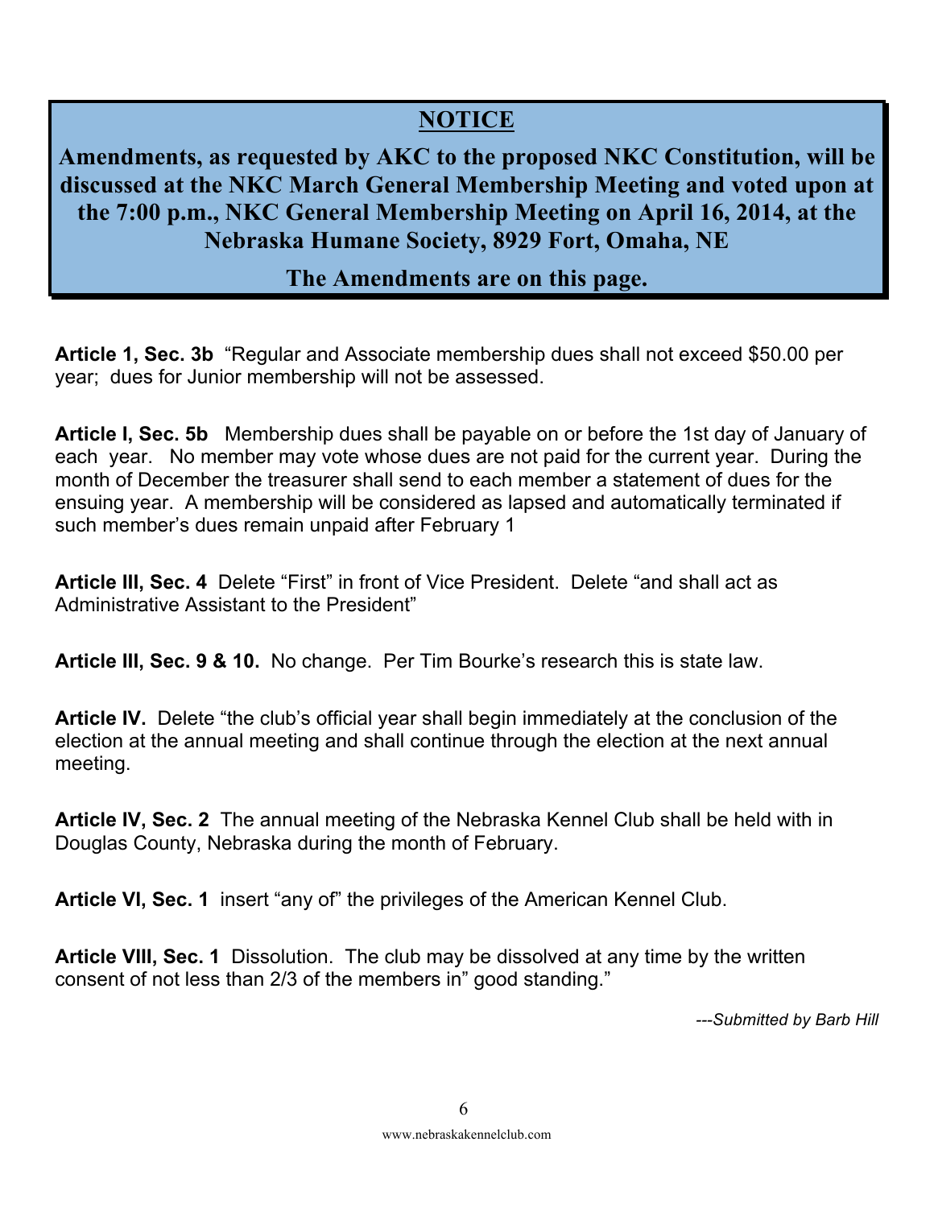## NOTICE

**Amendments, as requested by AKC to the proposed NKC Constitution, will be discussed at the NKC March General Membership Meeting and voted upon at the 7:00 p.m., NKC General Membership Meeting on April 16, 2014, at the Nebraska Humane Society, 8929 Fort, Omaha, NE**

**The Amendments are on this page.**

**Article 1, Sec. 3b** "Regular and Associate membership dues shall not exceed $50.00 per year; dues for Junior membership will not be assessed.

**Article I, Sec. 5b** Membership dues shall be payable on or before the 1st day of January of each year. No member may vote whose dues are not paid for the current year. During the month of December the treasurer shall send to each member a statement of dues for the ensuing year. A membership will be considered as lapsed and automatically terminated if such member's dues remain unpaid after February 1

**Article III, Sec. 4** Delete "First" in front of Vice President. Delete "and shall act as Administrative Assistant to the President"

**Article III, Sec. 9 & 10.** No change. Per Tim Bourke's research this is state law.

**Article IV.** Delete "the club's official year shall begin immediately at the conclusion of the election at the annual meeting and shall continue through the election at the next annual meeting.

**Article IV, Sec. 2** The annual meeting of the Nebraska Kennel Club shall be held with in Douglas County, Nebraska during the month of February.

**Article VI, Sec. 1** insert "any of" the privileges of the American Kennel Club.

**Article VIII, Sec. 1** Dissolution. The club may be dissolved at any time by the written consent of not less than 2/3 of the members in" good standing."

*---Submitted by Barb Hill*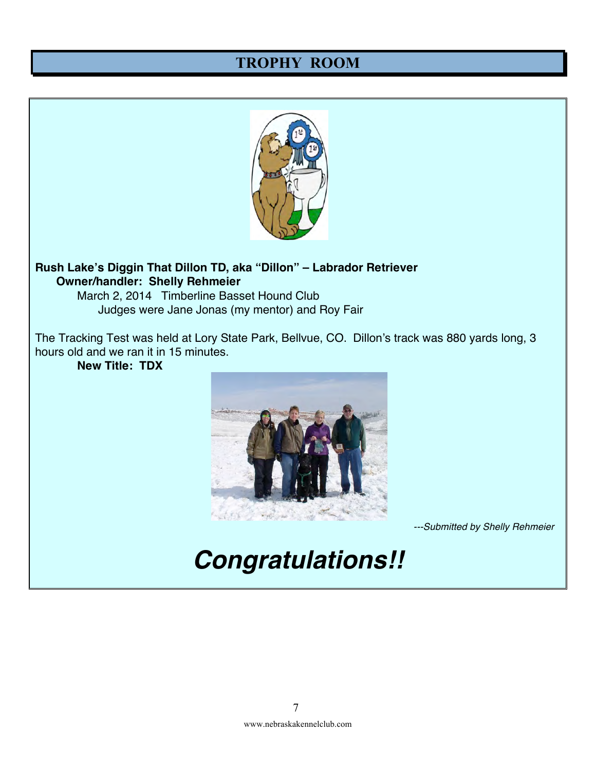## TROPHY ROOM

**Rush Lake's Diggin That Dillon TD, aka "Dillon" – Labrador Retriever**
**Owner/handler: Shelly Rehmeier**
March 2, 2014 Timberline Basset Hound Club
Judges were Jane Jonas (my mentor) and Roy Fair

The Tracking Test was held at Lory State Park, Bellvue, CO. Dillon's track was 880 yards long, 3 hours old and we ran it in 15 minutes.
**New Title: TDX**

*---Submitted by Shelly Rehmeier*

# ***Congratulations!!***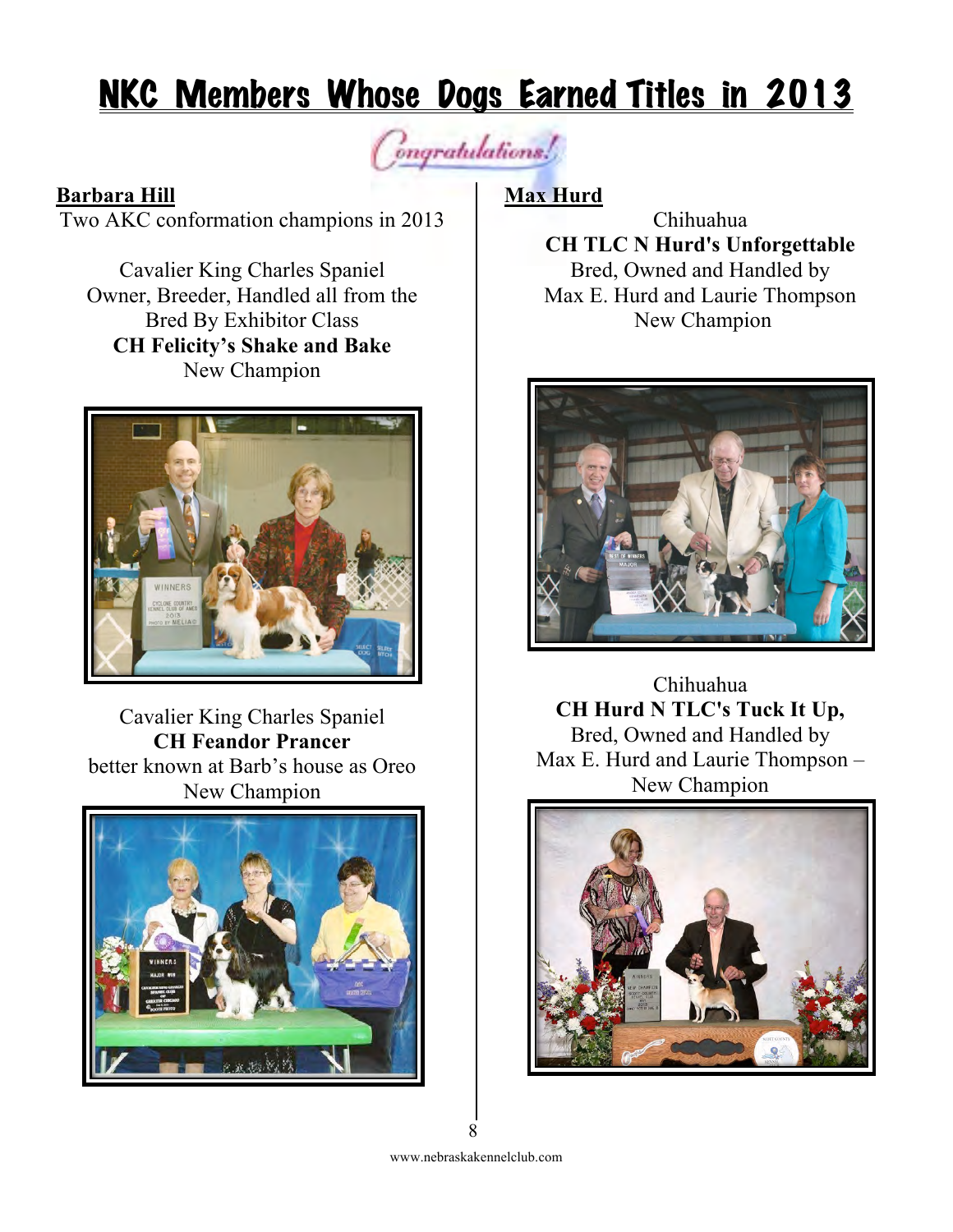# NKC Members Whose Dogs Earned Titles in 2013

Congratulations!

**Barbara Hill**

Two AKC conformation champions in 2013

Cavalier King Charles Spaniel
Owner, Breeder, Handled all from the Bred By Exhibitor Class
**CH Felicity's Shake and Bake**
New Champion

Cavalier King Charles Spaniel
**CH Feandor Prancer**
better known at Barb's house as Oreo
New Champion

**Max Hurd**

Chihuahua
**CH TLC N Hurd's Unforgettable**
Bred, Owned and Handled by
Max E. Hurd and Laurie Thompson
New Champion

Chihuahua
**CH Hurd N TLC's Tuck It Up,**
Bred, Owned and Handled by
Max E. Hurd and Laurie Thompson –
New Champion

www.nebraskakennelclub.com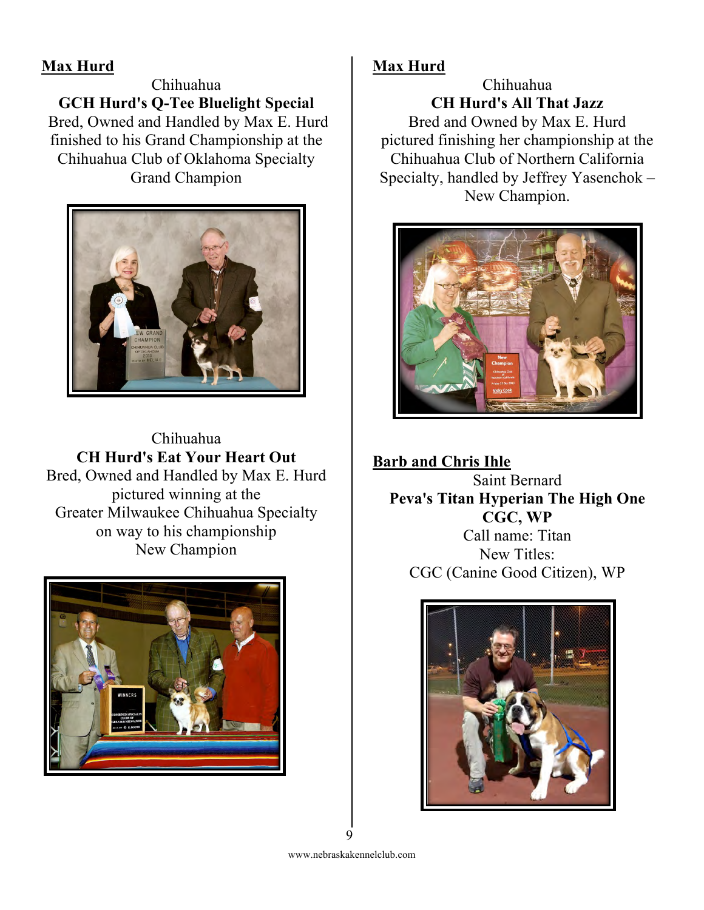**Max Hurd**

Chihuahua

**GCH Hurd's Q-Tee Bluelight Special**

Bred, Owned and Handled by Max E. Hurd finished to his Grand Championship at the Chihuahua Club of Oklahoma Specialty Grand Champion

Chihuahua

**CH Hurd's Eat Your Heart Out**

Bred, Owned and Handled by Max E. Hurd pictured winning at the Greater Milwaukee Chihuahua Specialty on way to his championship New Champion

**Max Hurd**

Chihuahua

**CH Hurd's All That Jazz**

Bred and Owned by Max E. Hurd pictured finishing her championship at the Chihuahua Club of Northern California Specialty, handled by Jeffrey Yasenchok – New Champion.

**Barb and Chris Ihle**

Saint Bernard

**Peva's Titan Hyperian The High One CGC, WP**

Call name: Titan

New Titles:

CGC (Canine Good Citizen), WP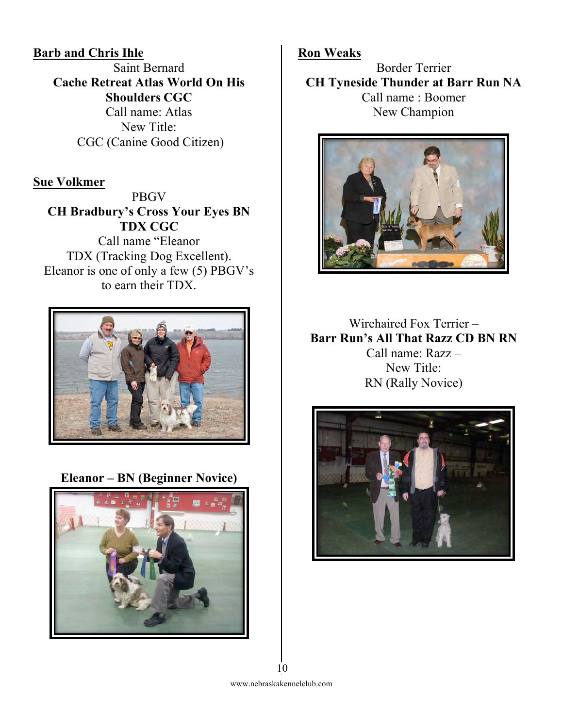**Barb and Chris Ihle**

Saint Bernard

**Cache Retreat Atlas World On His Shoulders CGC**

Call name: Atlas

New Title:

CGC (Canine Good Citizen)

**Sue Volkmer**

PBGV

**CH Bradbury's Cross Your Eyes BN TDX CGC**

Call name "Eleanor

TDX (Tracking Dog Excellent).

Eleanor is one of only a few (5) PBGV's to earn their TDX.

**Eleanor – BN (Beginner Novice)**

**Ron Weaks**

Border Terrier

**CH Tyneside Thunder at Barr Run NA**

Call name : Boomer

New Champion

Wirehaired Fox Terrier –

**Barr Run's All That Razz CD BN RN**

Call name: Razz –

New Title:

RN (Rally Novice)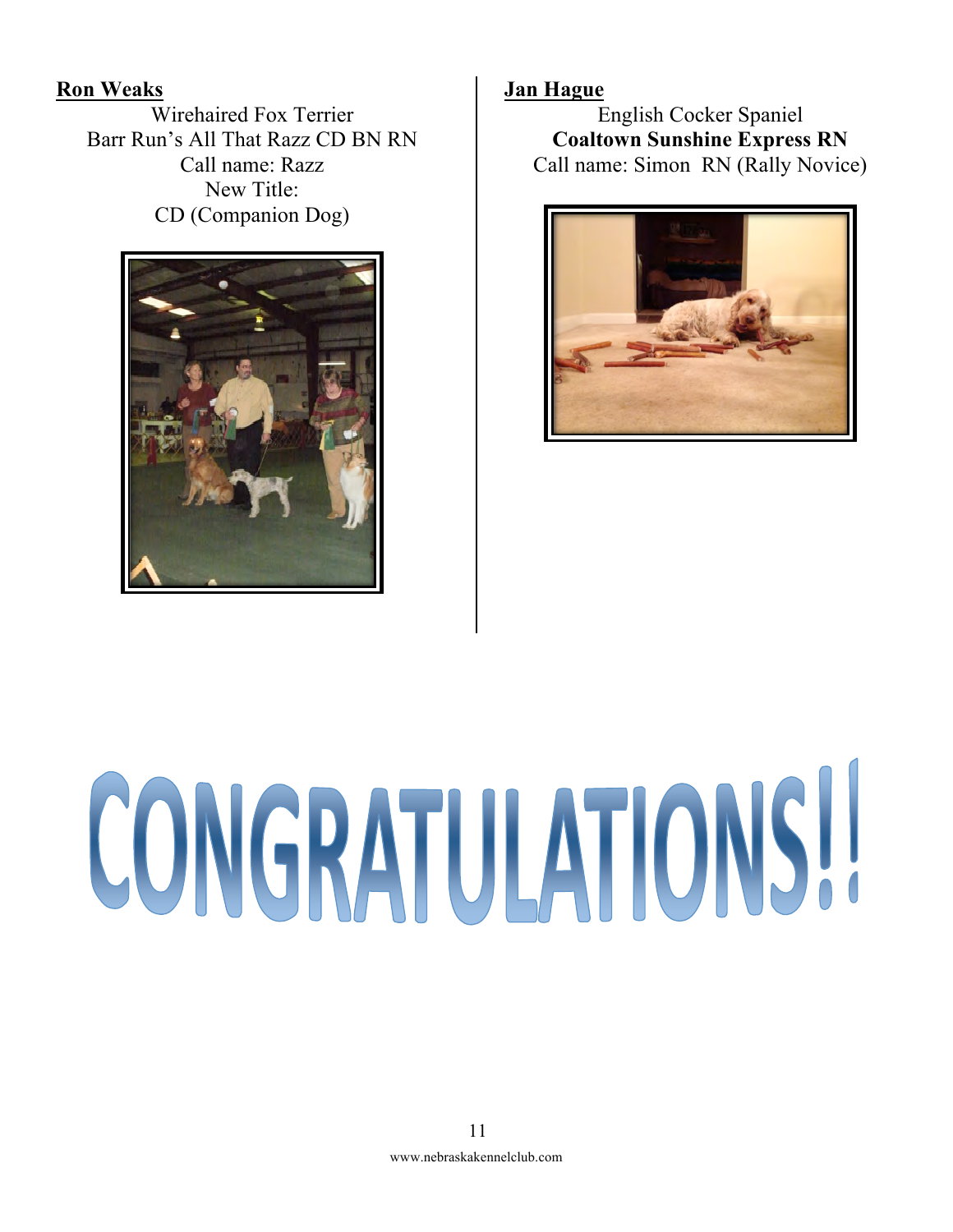**Ron Weaks**

Wirehaired Fox Terrier
Barr Run's All That Razz CD BN RN
Call name: Razz
New Title:
CD (Companion Dog)

**Jan Hague**

English Cocker Spaniel
**Coaltown Sunshine Express RN**
Call name: Simon RN (Rally Novice)

# CONGRATULATIONS!!

www.nebraskakennelclub.com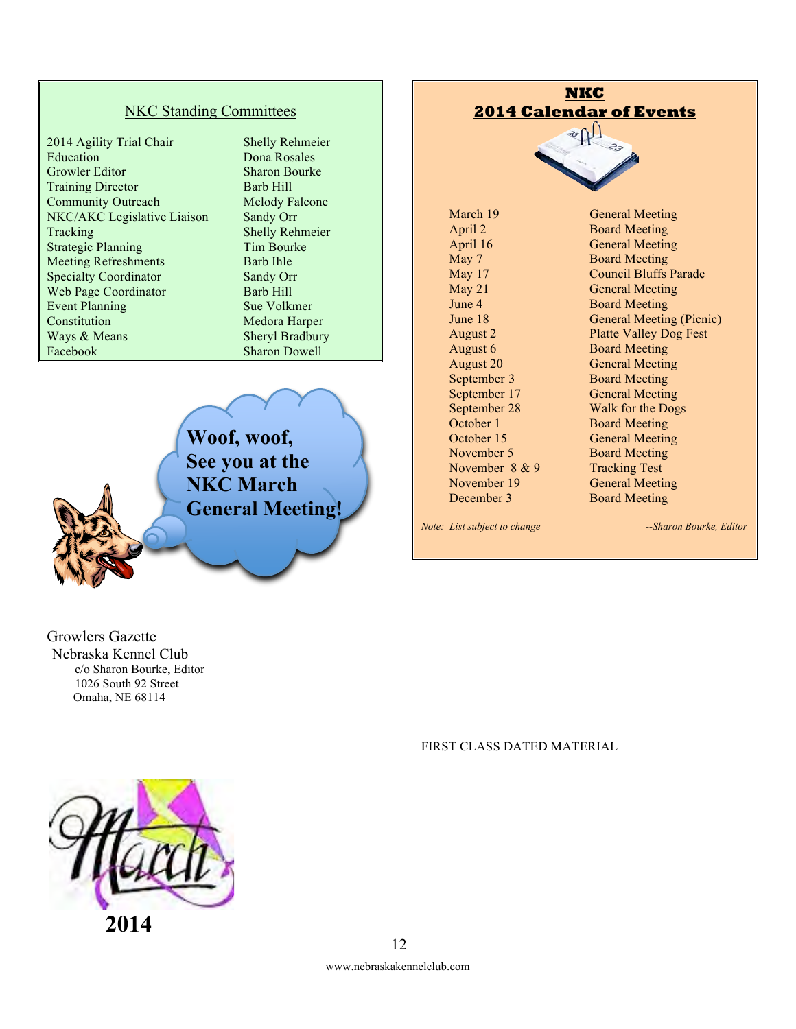## NKC Standing Committees

| | |
|---|---|
| 2014 Agility Trial Chair | Shelly Rehmeier |
| Education | Dona Rosales |
| Growler Editor | Sharon Bourke |
| Training Director | Barb Hill |
| Community Outreach | Melody Falcone |
| NKC/AKC Legislative Liaison | Sandy Orr |
| Tracking | Shelly Rehmeier |
| Strategic Planning | Tim Bourke |
| Meeting Refreshments | Barb Ihle |
| Specialty Coordinator | Sandy Orr |
| Web Page Coordinator | Barb Hill |
| Event Planning | Sue Volkmer |
| Constitution | Medora Harper |
| Ways & Means | Sheryl Bradbury |
| Facebook | Sharon Dowell |

**Woof, woof, See you at the NKC March General Meeting!**

## NKC 2014 Calendar of Events

| | |
|---|---|
| March 19 | General Meeting |
| April 2 | Board Meeting |
| April 16 | General Meeting |
| May 7 | Board Meeting |
| May 17 | Council Bluffs Parade |
| May 21 | General Meeting |
| June 4 | Board Meeting |
| June 18 | General Meeting (Picnic) |
| August 2 | Platte Valley Dog Fest |
| August 6 | Board Meeting |
| August 20 | General Meeting |
| September 3 | Board Meeting |
| September 17 | General Meeting |
| September 28 | Walk for the Dogs |
| October 1 | Board Meeting |
| October 15 | General Meeting |
| November 5 | Board Meeting |
| November 8 & 9 | Tracking Test |
| November 19 | General Meeting |
| December 3 | Board Meeting |

*Note: List subject to change* *--Sharon Bourke, Editor*

Growlers Gazette
Nebraska Kennel Club
c/o Sharon Bourke, Editor
1026 South 92 Street
Omaha, NE 68114

FIRST CLASS DATED MATERIAL

March 2014

www.nebraskakennelclub.com